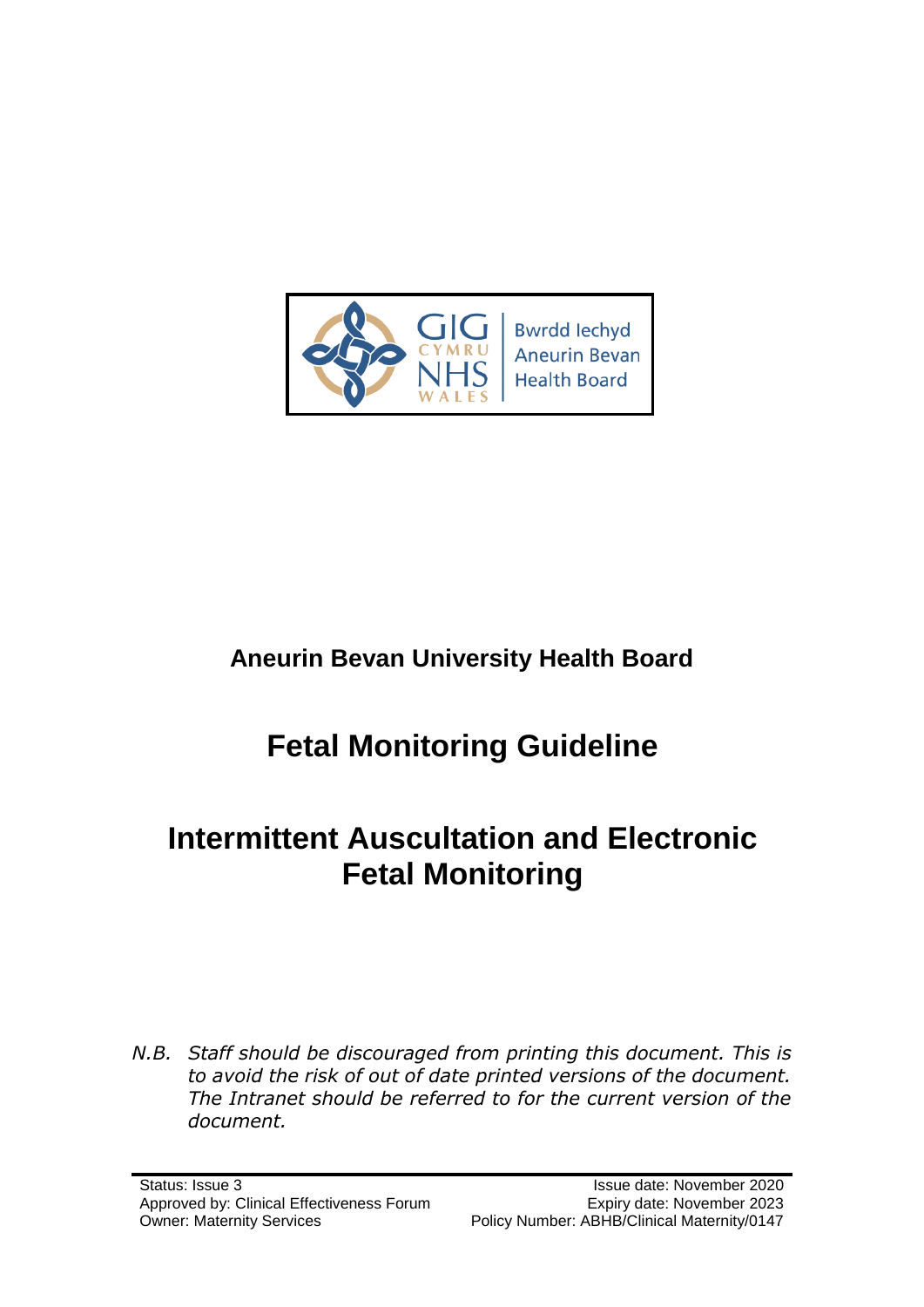GIG CYMRU NHS WALES | Bwrdd Iechyd Aneurin Bevan Health Board

**Aneurin Bevan University Health Board**

# Fetal Monitoring Guideline

# Intermittent Auscultation and Electronic Fetal Monitoring

*N.B. Staff should be discouraged from printing this document. This is to avoid the risk of out of date printed versions of the document. The Intranet should be referred to for the current version of the document.*

| | |
|---|---|
| Status: Issue 3 | Issue date: November 2020 |
| Approved by: Clinical Effectiveness Forum | Expiry date: November 2023 |
| Owner: Maternity Services | Policy Number: ABHB/Clinical Maternity/0147 |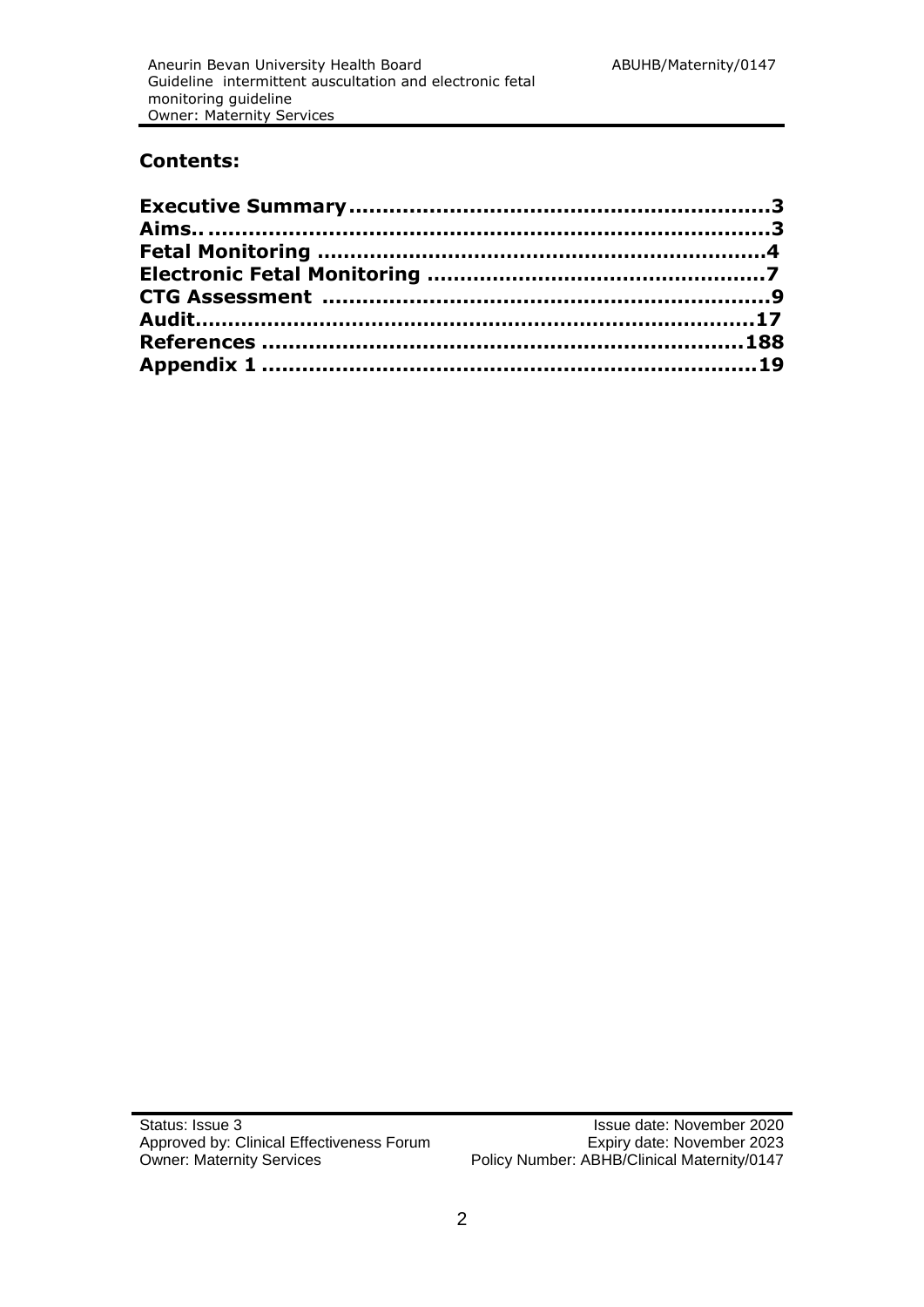## Contents:

**Executive Summary............................................................3**
**Aims.. ...............................................................................3**
**Fetal Monitoring ..................................................................4**
**Electronic Fetal Monitoring ..................................................7**
**CTG Assessment .................................................................9**
**Audit.................................................................................17**
**References ......................................................................188**
**Appendix 1 .......................................................................19**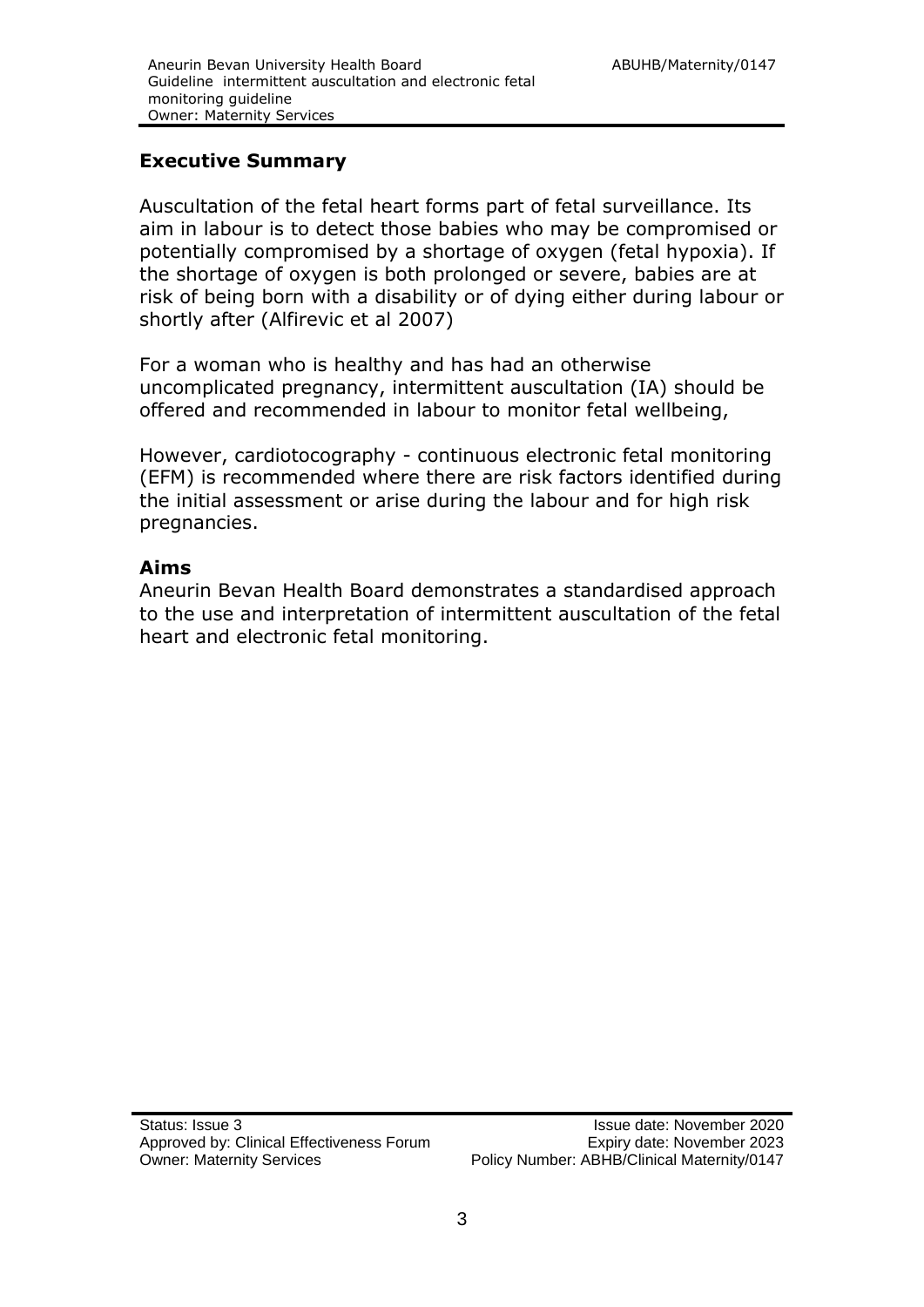## Executive Summary

Auscultation of the fetal heart forms part of fetal surveillance. Its aim in labour is to detect those babies who may be compromised or potentially compromised by a shortage of oxygen (fetal hypoxia). If the shortage of oxygen is both prolonged or severe, babies are at risk of being born with a disability or of dying either during labour or shortly after (Alfirevic et al 2007)

For a woman who is healthy and has had an otherwise uncomplicated pregnancy, intermittent auscultation (IA) should be offered and recommended in labour to monitor fetal wellbeing,

However, cardiotocography - continuous electronic fetal monitoring (EFM) is recommended where there are risk factors identified during the initial assessment or arise during the labour and for high risk pregnancies.

### Aims

Aneurin Bevan Health Board demonstrates a standardised approach to the use and interpretation of intermittent auscultation of the fetal heart and electronic fetal monitoring.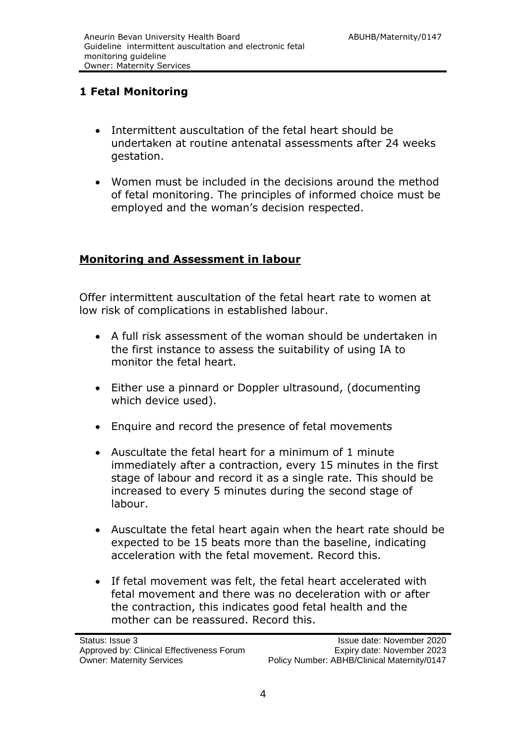## 1 Fetal Monitoring

- Intermittent auscultation of the fetal heart should be undertaken at routine antenatal assessments after 24 weeks gestation.
- Women must be included in the decisions around the method of fetal monitoring. The principles of informed choice must be employed and the woman's decision respected.

### Monitoring and Assessment in labour

Offer intermittent auscultation of the fetal heart rate to women at low risk of complications in established labour.

- A full risk assessment of the woman should be undertaken in the first instance to assess the suitability of using IA to monitor the fetal heart.
- Either use a pinnard or Doppler ultrasound, (documenting which device used).
- Enquire and record the presence of fetal movements
- Auscultate the fetal heart for a minimum of 1 minute immediately after a contraction, every 15 minutes in the first stage of labour and record it as a single rate. This should be increased to every 5 minutes during the second stage of labour.
- Auscultate the fetal heart again when the heart rate should be expected to be 15 beats more than the baseline, indicating acceleration with the fetal movement. Record this.
- If fetal movement was felt, the fetal heart accelerated with fetal movement and there was no deceleration with or after the contraction, this indicates good fetal health and the mother can be reassured. Record this.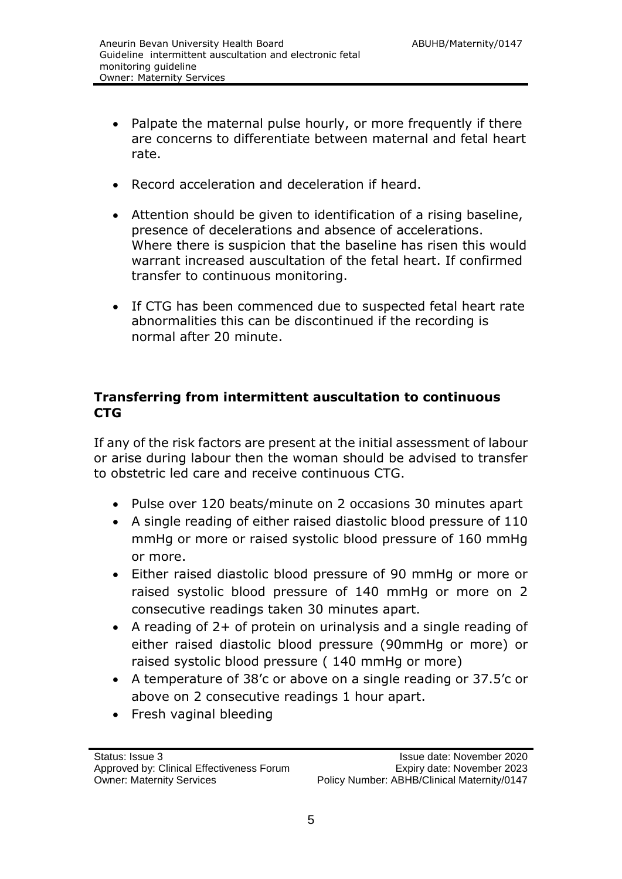- Palpate the maternal pulse hourly, or more frequently if there are concerns to differentiate between maternal and fetal heart rate.

- Record acceleration and deceleration if heard.

- Attention should be given to identification of a rising baseline, presence of decelerations and absence of accelerations. Where there is suspicion that the baseline has risen this would warrant increased auscultation of the fetal heart. If confirmed transfer to continuous monitoring.

- If CTG has been commenced due to suspected fetal heart rate abnormalities this can be discontinued if the recording is normal after 20 minute.

## Transferring from intermittent auscultation to continuous CTG

If any of the risk factors are present at the initial assessment of labour or arise during labour then the woman should be advised to transfer to obstetric led care and receive continuous CTG.

- Pulse over 120 beats/minute on 2 occasions 30 minutes apart
- A single reading of either raised diastolic blood pressure of 110 mmHg or more or raised systolic blood pressure of 160 mmHg or more.
- Either raised diastolic blood pressure of 90 mmHg or more or raised systolic blood pressure of 140 mmHg or more on 2 consecutive readings taken 30 minutes apart.
- A reading of 2+ of protein on urinalysis and a single reading of either raised diastolic blood pressure (90mmHg or more) or raised systolic blood pressure ( 140 mmHg or more)
- A temperature of 38'c or above on a single reading or 37.5'c or above on 2 consecutive readings 1 hour apart.
- Fresh vaginal bleeding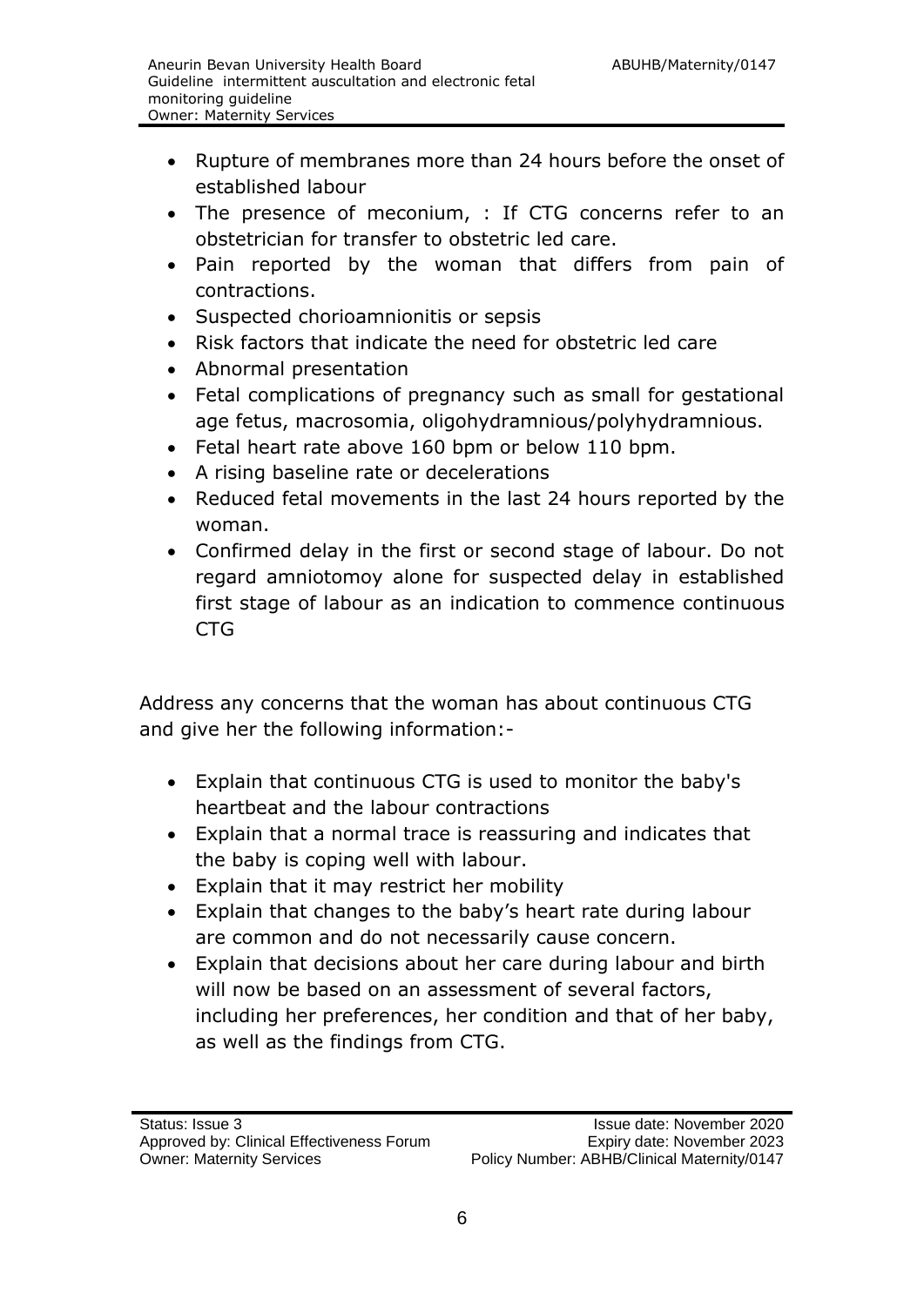- Rupture of membranes more than 24 hours before the onset of established labour
- The presence of meconium, : If CTG concerns refer to an obstetrician for transfer to obstetric led care.
- Pain reported by the woman that differs from pain of contractions.
- Suspected chorioamnionitis or sepsis
- Risk factors that indicate the need for obstetric led care
- Abnormal presentation
- Fetal complications of pregnancy such as small for gestational age fetus, macrosomia, oligohydramnious/polyhydramnious.
- Fetal heart rate above 160 bpm or below 110 bpm.
- A rising baseline rate or decelerations
- Reduced fetal movements in the last 24 hours reported by the woman.
- Confirmed delay in the first or second stage of labour. Do not regard amniotomoy alone for suspected delay in established first stage of labour as an indication to commence continuous CTG

Address any concerns that the woman has about continuous CTG and give her the following information:-

- Explain that continuous CTG is used to monitor the baby's heartbeat and the labour contractions
- Explain that a normal trace is reassuring and indicates that the baby is coping well with labour.
- Explain that it may restrict her mobility
- Explain that changes to the baby's heart rate during labour are common and do not necessarily cause concern.
- Explain that decisions about her care during labour and birth will now be based on an assessment of several factors, including her preferences, her condition and that of her baby, as well as the findings from CTG.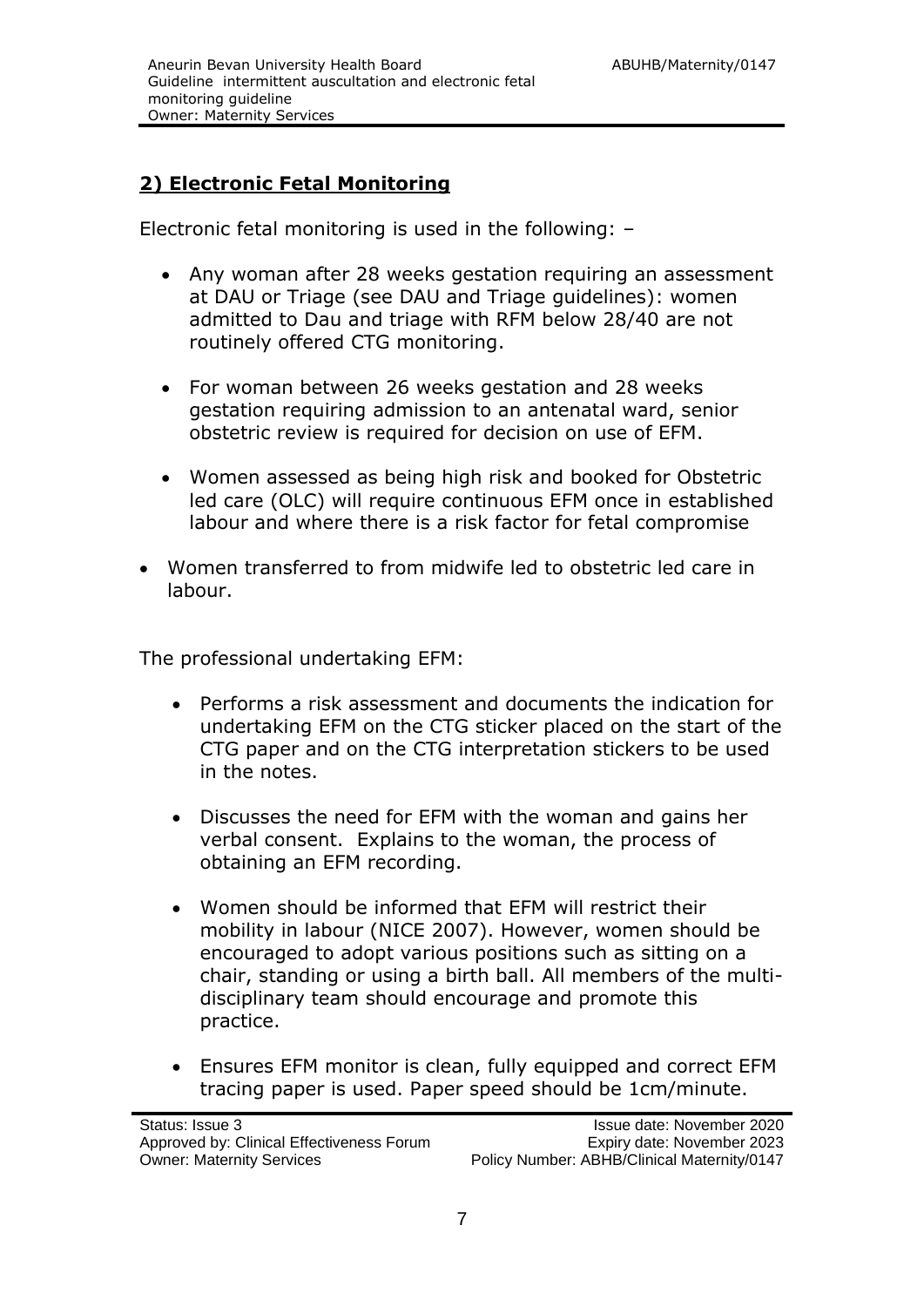## **2) Electronic Fetal Monitoring**

Electronic fetal monitoring is used in the following: –

- Any woman after 28 weeks gestation requiring an assessment at DAU or Triage (see DAU and Triage guidelines): women admitted to Dau and triage with RFM below 28/40 are not routinely offered CTG monitoring.
- For woman between 26 weeks gestation and 28 weeks gestation requiring admission to an antenatal ward, senior obstetric review is required for decision on use of EFM.
- Women assessed as being high risk and booked for Obstetric led care (OLC) will require continuous EFM once in established labour and where there is a risk factor for fetal compromise
- Women transferred to from midwife led to obstetric led care in labour.

The professional undertaking EFM:

- Performs a risk assessment and documents the indication for undertaking EFM on the CTG sticker placed on the start of the CTG paper and on the CTG interpretation stickers to be used in the notes.
- Discusses the need for EFM with the woman and gains her verbal consent. Explains to the woman, the process of obtaining an EFM recording.
- Women should be informed that EFM will restrict their mobility in labour (NICE 2007). However, women should be encouraged to adopt various positions such as sitting on a chair, standing or using a birth ball. All members of the multi-disciplinary team should encourage and promote this practice.
- Ensures EFM monitor is clean, fully equipped and correct EFM tracing paper is used. Paper speed should be 1cm/minute.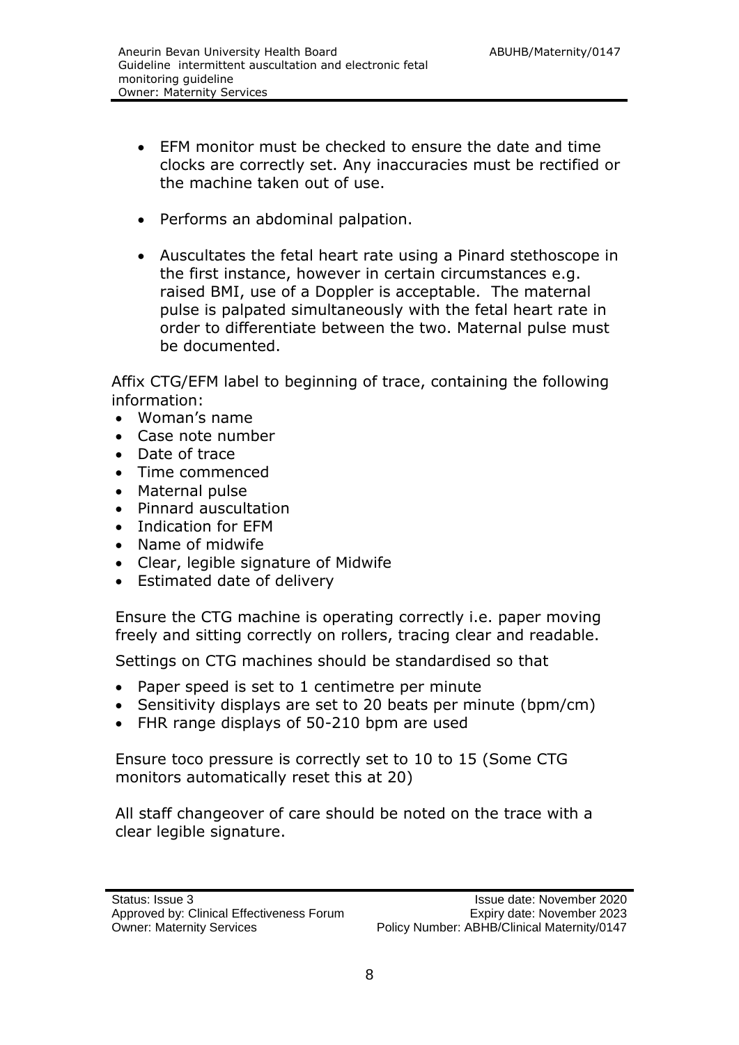- EFM monitor must be checked to ensure the date and time clocks are correctly set. Any inaccuracies must be rectified or the machine taken out of use.

- Performs an abdominal palpation.

- Auscultates the fetal heart rate using a Pinard stethoscope in the first instance, however in certain circumstances e.g. raised BMI, use of a Doppler is acceptable. The maternal pulse is palpated simultaneously with the fetal heart rate in order to differentiate between the two. Maternal pulse must be documented.

Affix CTG/EFM label to beginning of trace, containing the following information:

- Woman's name
- Case note number
- Date of trace
- Time commenced
- Maternal pulse
- Pinnard auscultation
- Indication for EFM
- Name of midwife
- Clear, legible signature of Midwife
- Estimated date of delivery

Ensure the CTG machine is operating correctly i.e. paper moving freely and sitting correctly on rollers, tracing clear and readable.

Settings on CTG machines should be standardised so that

- Paper speed is set to 1 centimetre per minute
- Sensitivity displays are set to 20 beats per minute (bpm/cm)
- FHR range displays of 50-210 bpm are used

Ensure toco pressure is correctly set to 10 to 15 (Some CTG monitors automatically reset this at 20)

All staff changeover of care should be noted on the trace with a clear legible signature.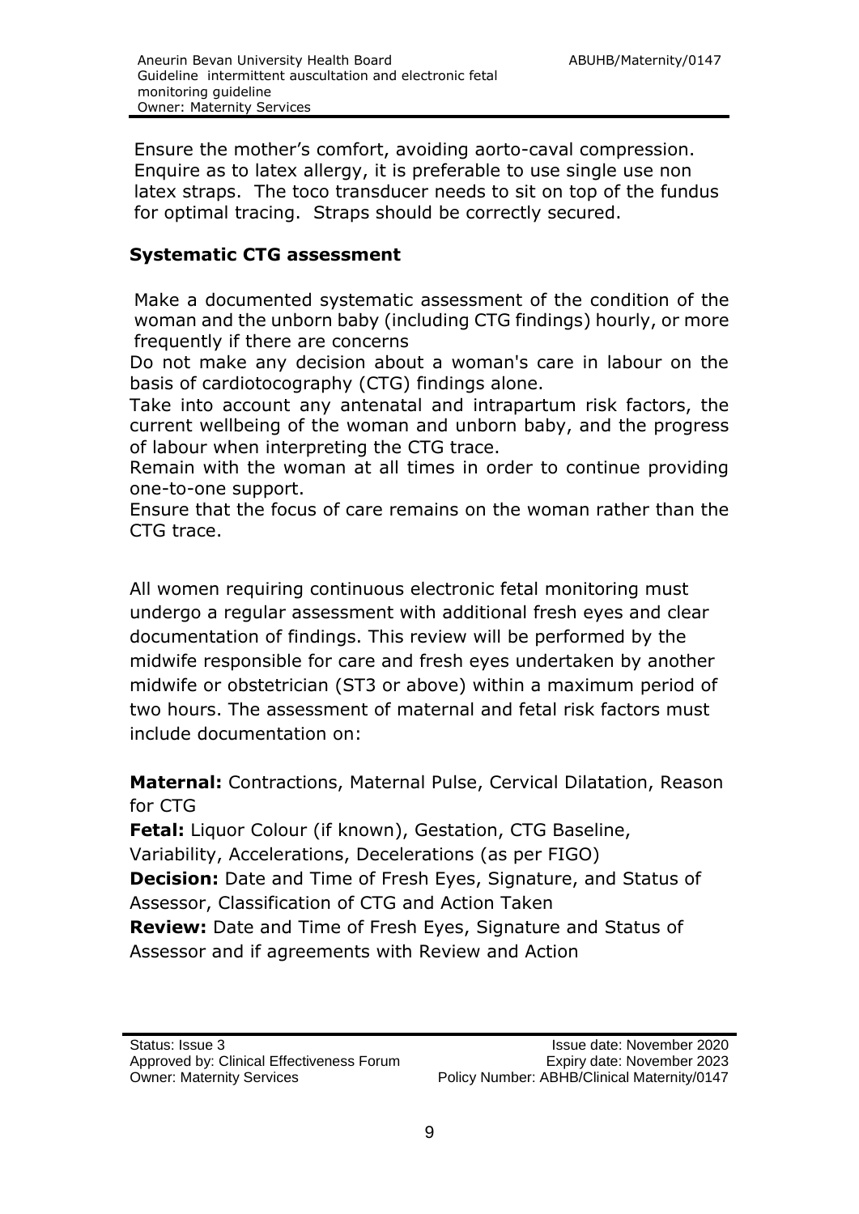Ensure the mother's comfort, avoiding aorto-caval compression. Enquire as to latex allergy, it is preferable to use single use non latex straps. The toco transducer needs to sit on top of the fundus for optimal tracing. Straps should be correctly secured.

## Systematic CTG assessment

Make a documented systematic assessment of the condition of the woman and the unborn baby (including CTG findings) hourly, or more frequently if there are concerns

Do not make any decision about a woman's care in labour on the basis of cardiotocography (CTG) findings alone.

Take into account any antenatal and intrapartum risk factors, the current wellbeing of the woman and unborn baby, and the progress of labour when interpreting the CTG trace.

Remain with the woman at all times in order to continue providing one-to-one support.

Ensure that the focus of care remains on the woman rather than the CTG trace.

All women requiring continuous electronic fetal monitoring must undergo a regular assessment with additional fresh eyes and clear documentation of findings. This review will be performed by the midwife responsible for care and fresh eyes undertaken by another midwife or obstetrician (ST3 or above) within a maximum period of two hours. The assessment of maternal and fetal risk factors must include documentation on:

**Maternal:** Contractions, Maternal Pulse, Cervical Dilatation, Reason for CTG

**Fetal:** Liquor Colour (if known), Gestation, CTG Baseline, Variability, Accelerations, Decelerations (as per FIGO)

**Decision:** Date and Time of Fresh Eyes, Signature, and Status of Assessor, Classification of CTG and Action Taken

**Review:** Date and Time of Fresh Eyes, Signature and Status of Assessor and if agreements with Review and Action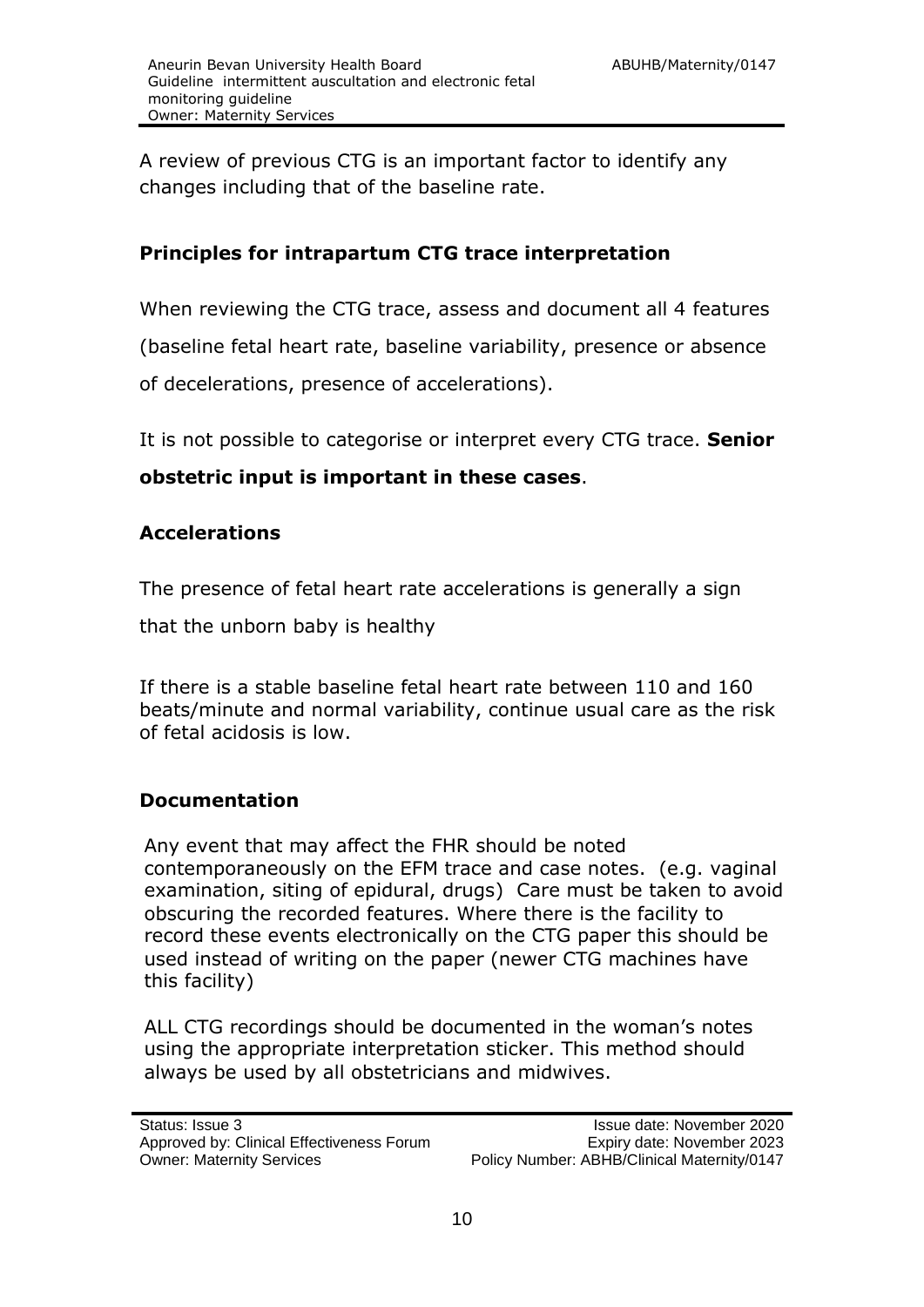A review of previous CTG is an important factor to identify any changes including that of the baseline rate.

## Principles for intrapartum CTG trace interpretation

When reviewing the CTG trace, assess and document all 4 features (baseline fetal heart rate, baseline variability, presence or absence of decelerations, presence of accelerations).

It is not possible to categorise or interpret every CTG trace. **Senior obstetric input is important in these cases**.

## Accelerations

The presence of fetal heart rate accelerations is generally a sign that the unborn baby is healthy

If there is a stable baseline fetal heart rate between 110 and 160 beats/minute and normal variability, continue usual care as the risk of fetal acidosis is low.

## Documentation

Any event that may affect the FHR should be noted contemporaneously on the EFM trace and case notes. (e.g. vaginal examination, siting of epidural, drugs) Care must be taken to avoid obscuring the recorded features. Where there is the facility to record these events electronically on the CTG paper this should be used instead of writing on the paper (newer CTG machines have this facility)

ALL CTG recordings should be documented in the woman's notes using the appropriate interpretation sticker. This method should always be used by all obstetricians and midwives.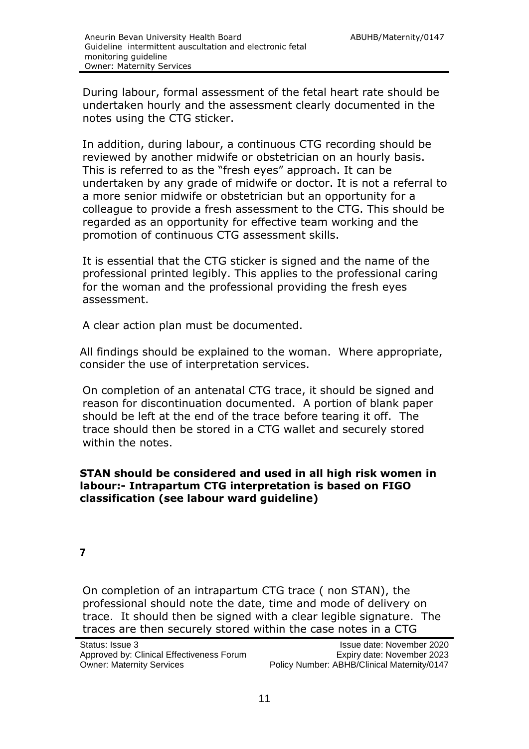During labour, formal assessment of the fetal heart rate should be undertaken hourly and the assessment clearly documented in the notes using the CTG sticker.

In addition, during labour, a continuous CTG recording should be reviewed by another midwife or obstetrician on an hourly basis. This is referred to as the "fresh eyes" approach. It can be undertaken by any grade of midwife or doctor. It is not a referral to a more senior midwife or obstetrician but an opportunity for a colleague to provide a fresh assessment to the CTG. This should be regarded as an opportunity for effective team working and the promotion of continuous CTG assessment skills.

It is essential that the CTG sticker is signed and the name of the professional printed legibly. This applies to the professional caring for the woman and the professional providing the fresh eyes assessment.

A clear action plan must be documented.

All findings should be explained to the woman. Where appropriate, consider the use of interpretation services.

On completion of an antenatal CTG trace, it should be signed and reason for discontinuation documented. A portion of blank paper should be left at the end of the trace before tearing it off. The trace should then be stored in a CTG wallet and securely stored within the notes.

**STAN should be considered and used in all high risk women in labour:- Intrapartum CTG interpretation is based on FIGO classification (see labour ward guideline)**

**7**

On completion of an intrapartum CTG trace ( non STAN), the professional should note the date, time and mode of delivery on trace. It should then be signed with a clear legible signature. The traces are then securely stored within the case notes in a CTG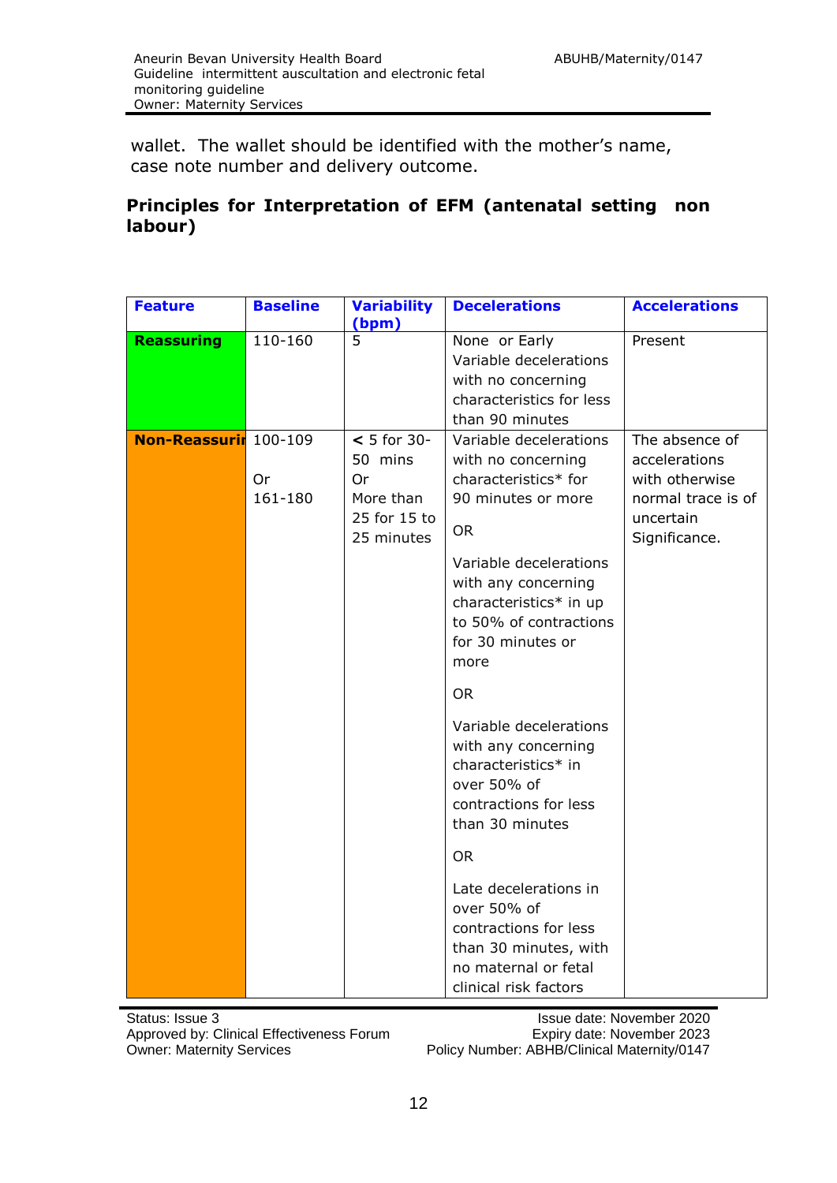wallet. The wallet should be identified with the mother's name, case note number and delivery outcome.

**Principles for Interpretation of EFM (antenatal setting non labour)**

| Feature | Baseline | Variability (bpm) | Decelerations | Accelerations |
|---|---|---|---|---|
| **Reassuring** | 110-160 | 5 | None or Early Variable decelerations with no concerning characteristics for less than 90 minutes | Present |
| **Non-Reassuring** | 100-109<br>Or<br>161-180 | < 5 for 30-50 mins<br>Or<br>More than 25 for 15 to 25 minutes | Variable decelerations with no concerning characteristics* for 90 minutes or more<br>OR<br>Variable decelerations with any concerning characteristics* in up to 50% of contractions for 30 minutes or more<br>OR<br>Variable decelerations with any concerning characteristics* in over 50% of contractions for less than 30 minutes<br>OR<br>Late decelerations in over 50% of contractions for less than 30 minutes, with no maternal or fetal clinical risk factors | The absence of accelerations with otherwise normal trace is of uncertain Significance. |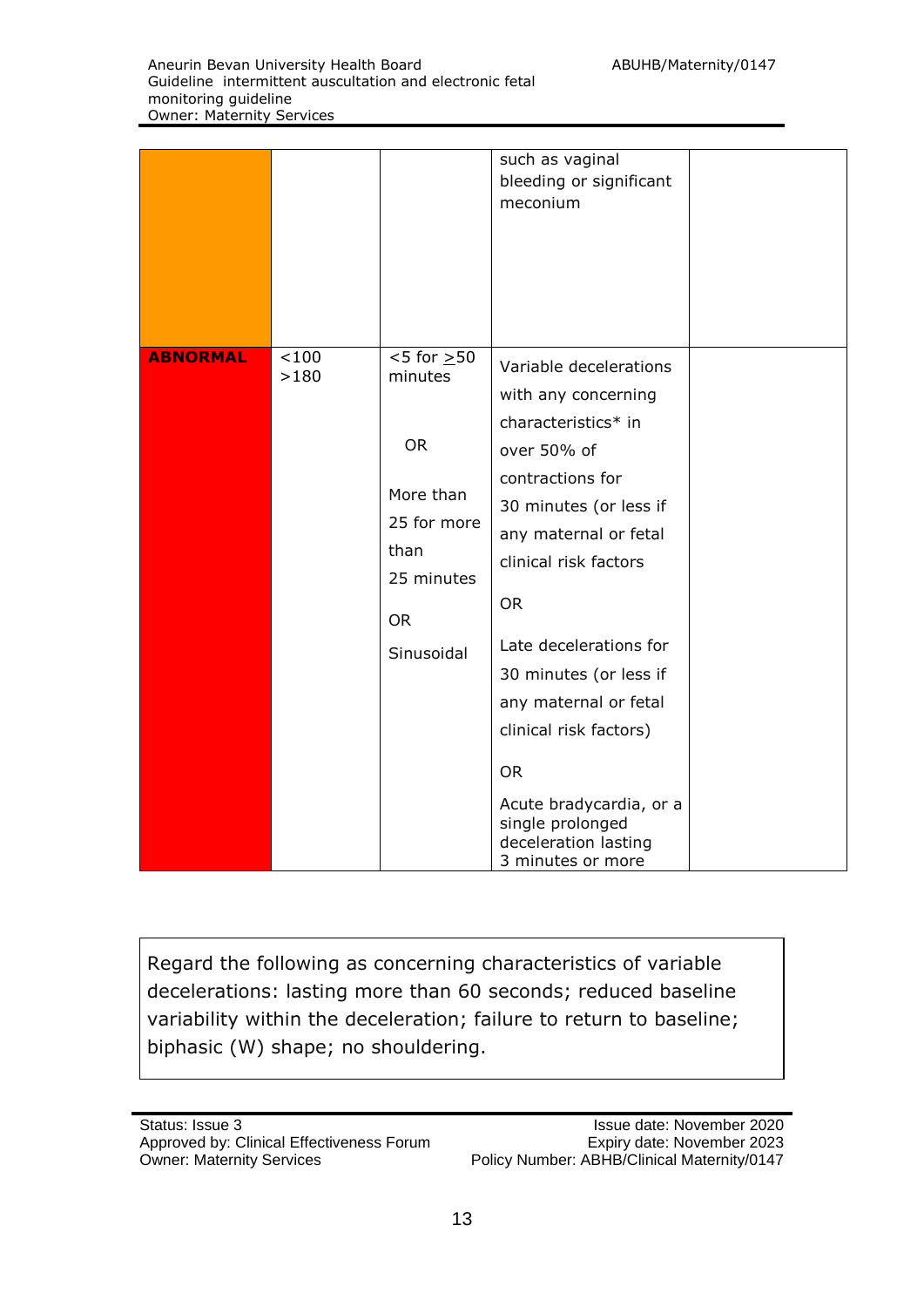| | | | | |
|---|---|---|---|---|
| | | | such as vaginal bleeding or significant meconium | |
| **ABNORMAL** | <100 >180 | <5 for ≥50 minutes OR More than 25 for more than 25 minutes OR Sinusoidal | Variable decelerations with any concerning characteristics* in over 50% of contractions for 30 minutes (or less if any maternal or fetal clinical risk factors OR Late decelerations for 30 minutes (or less if any maternal or fetal clinical risk factors) OR Acute bradycardia, or a single prolonged deceleration lasting 3 minutes or more | |

Regard the following as concerning characteristics of variable decelerations: lasting more than 60 seconds; reduced baseline variability within the deceleration; failure to return to baseline; biphasic (W) shape; no shouldering.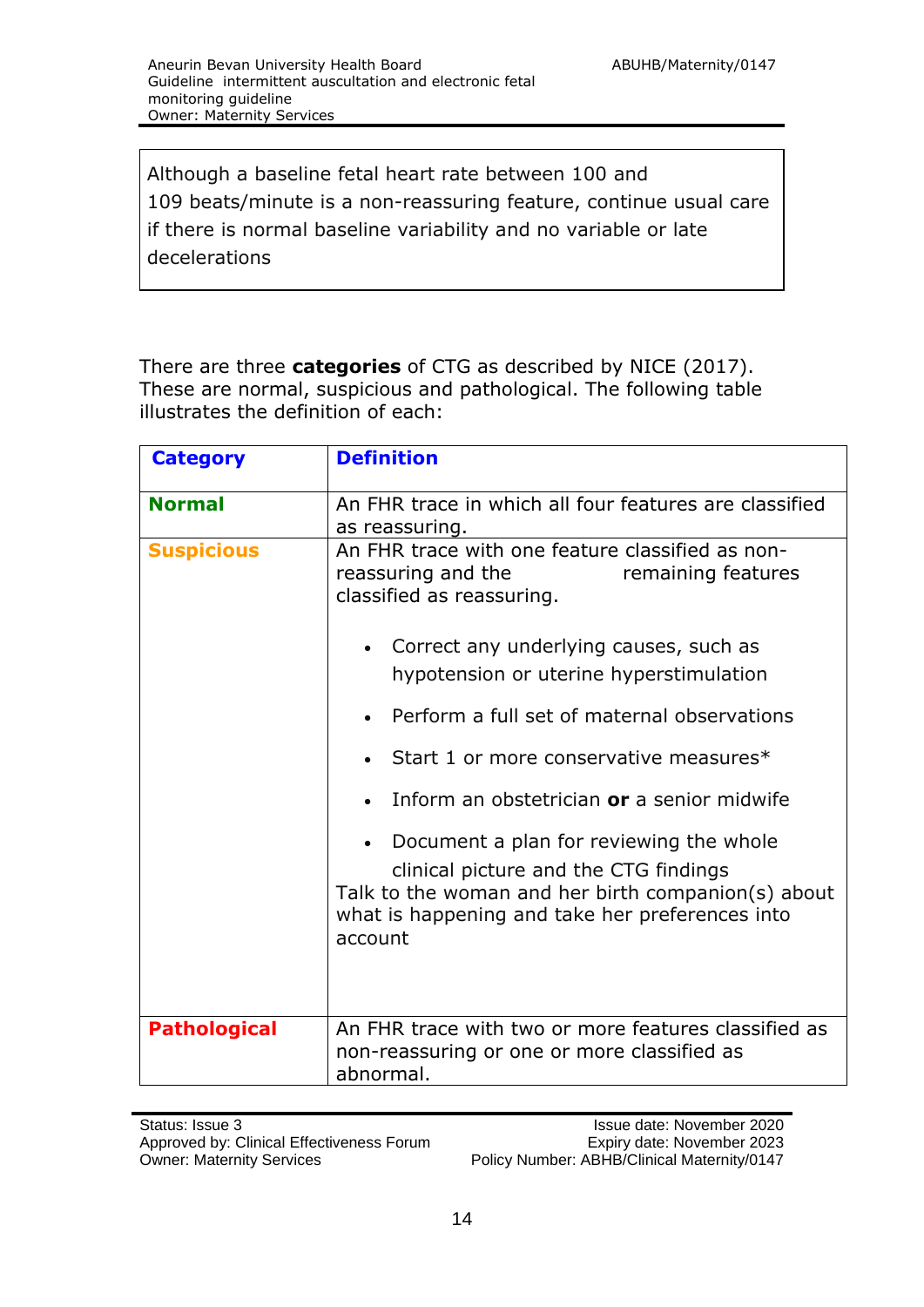> Although a baseline fetal heart rate between 100 and 109 beats/minute is a non-reassuring feature, continue usual care if there is normal baseline variability and no variable or late decelerations

There are three **categories** of CTG as described by NICE (2017). These are normal, suspicious and pathological. The following table illustrates the definition of each:

| **Category** | **Definition** |
|---|---|
| **Normal** | An FHR trace in which all four features are classified as reassuring. |
| **Suspicious** | An FHR trace with one feature classified as non-reassuring and the remaining features classified as reassuring.<br><br>• Correct any underlying causes, such as hypotension or uterine hyperstimulation<br>• Perform a full set of maternal observations<br>• Start 1 or more conservative measures*<br>• Inform an obstetrician **or** a senior midwife<br>• Document a plan for reviewing the whole clinical picture and the CTG findings<br>Talk to the woman and her birth companion(s) about what is happening and take her preferences into account |
| **Pathological** | An FHR trace with two or more features classified as non-reassuring or one or more classified as abnormal. |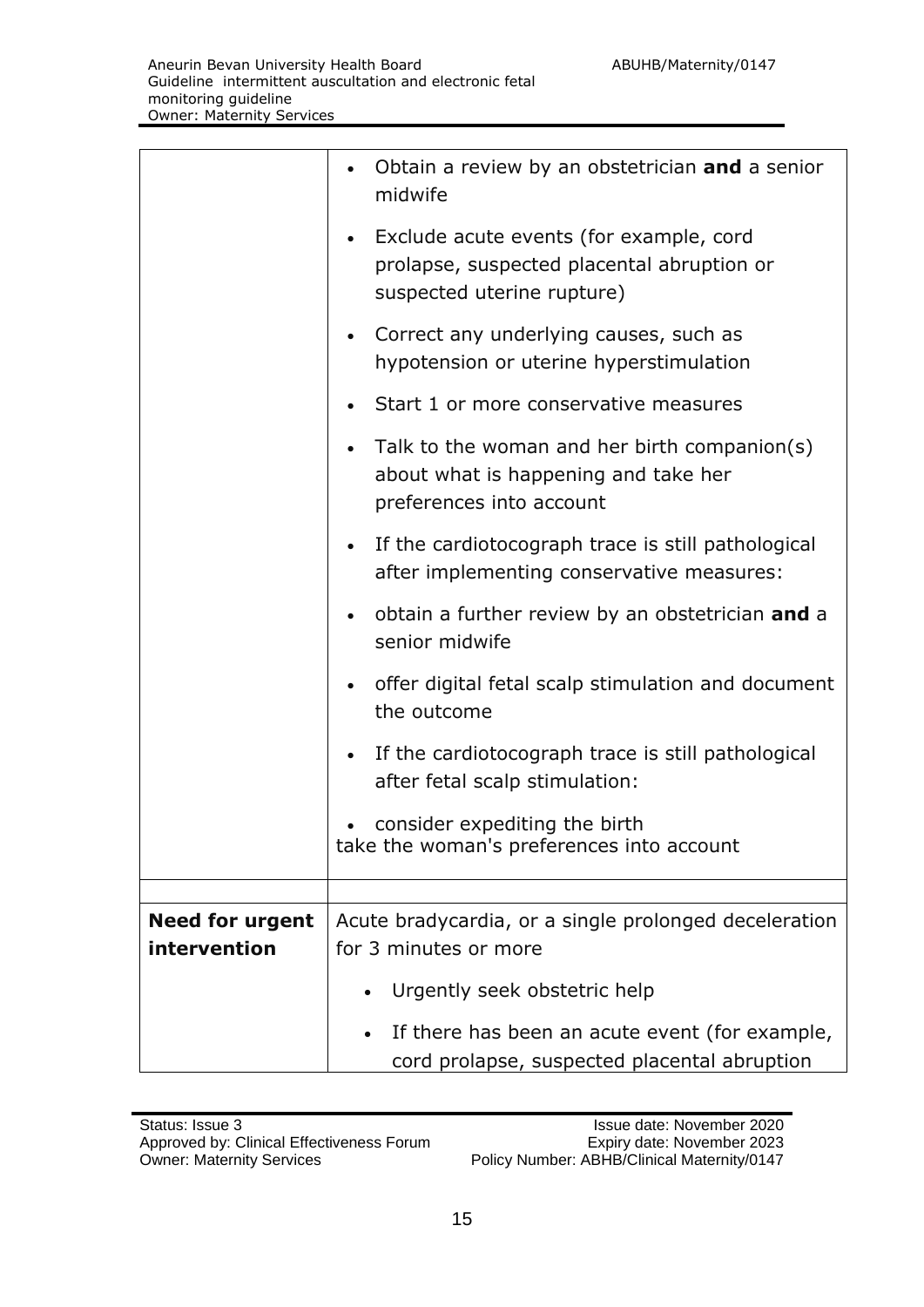| | |
|---|---|
| | • Obtain a review by an obstetrician **and** a senior midwife<br>• Exclude acute events (for example, cord prolapse, suspected placental abruption or suspected uterine rupture)<br>• Correct any underlying causes, such as hypotension or uterine hyperstimulation<br>• Start 1 or more conservative measures<br>• Talk to the woman and her birth companion(s) about what is happening and take her preferences into account<br>• If the cardiotocograph trace is still pathological after implementing conservative measures:<br>• obtain a further review by an obstetrician **and** a senior midwife<br>• offer digital fetal scalp stimulation and document the outcome<br>• If the cardiotocograph trace is still pathological after fetal scalp stimulation:<br>• consider expediting the birth<br>take the woman's preferences into account |
| | |
| **Need for urgent intervention** | Acute bradycardia, or a single prolonged deceleration for 3 minutes or more<br>• Urgently seek obstetric help<br>• If there has been an acute event (for example, cord prolapse, suspected placental abruption |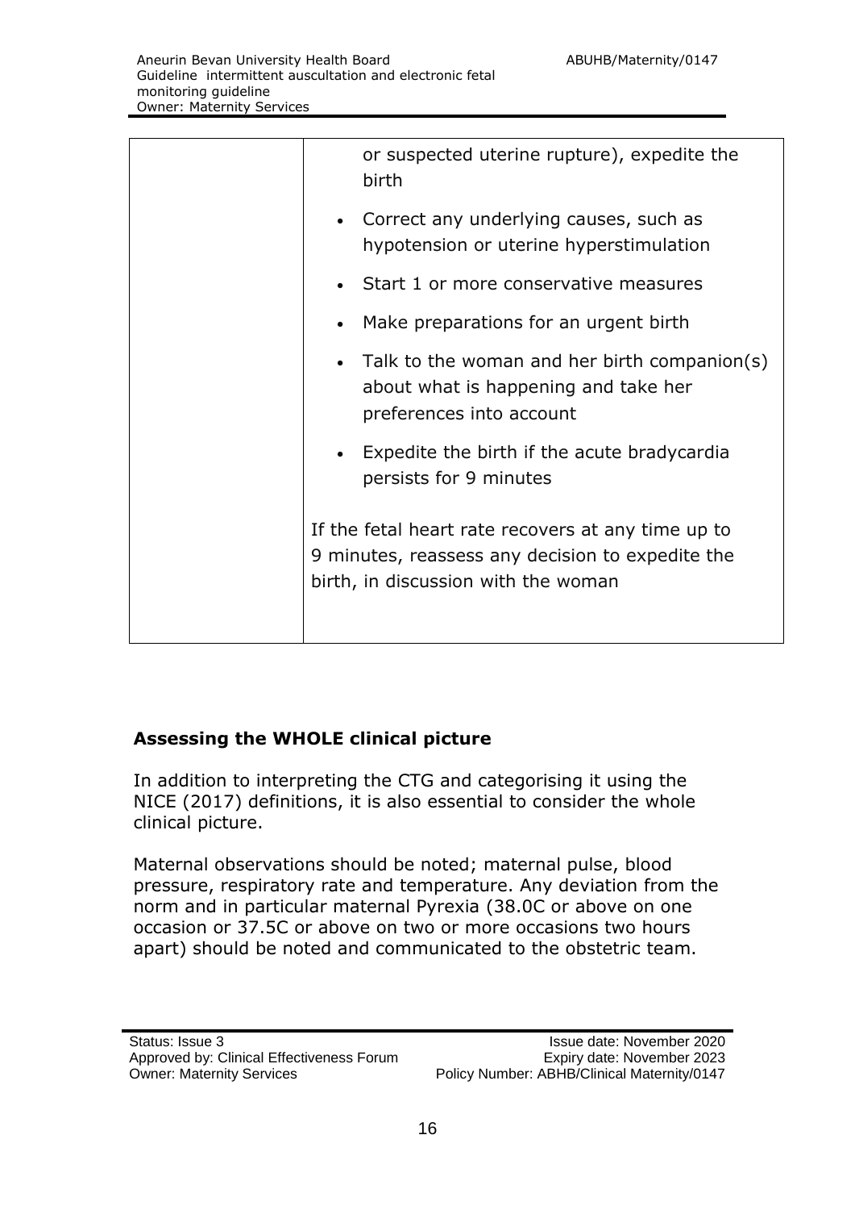|  | or suspected uterine rupture), expedite the birth<br>• Correct any underlying causes, such as hypotension or uterine hyperstimulation<br>• Start 1 or more conservative measures<br>• Make preparations for an urgent birth<br>• Talk to the woman and her birth companion(s) about what is happening and take her preferences into account<br>• Expedite the birth if the acute bradycardia persists for 9 minutes<br><br>If the fetal heart rate recovers at any time up to 9 minutes, reassess any decision to expedite the birth, in discussion with the woman |
|---|---|

### Assessing the WHOLE clinical picture

In addition to interpreting the CTG and categorising it using the NICE (2017) definitions, it is also essential to consider the whole clinical picture.

Maternal observations should be noted; maternal pulse, blood pressure, respiratory rate and temperature. Any deviation from the norm and in particular maternal Pyrexia (38.0C or above on one occasion or 37.5C or above on two or more occasions two hours apart) should be noted and communicated to the obstetric team.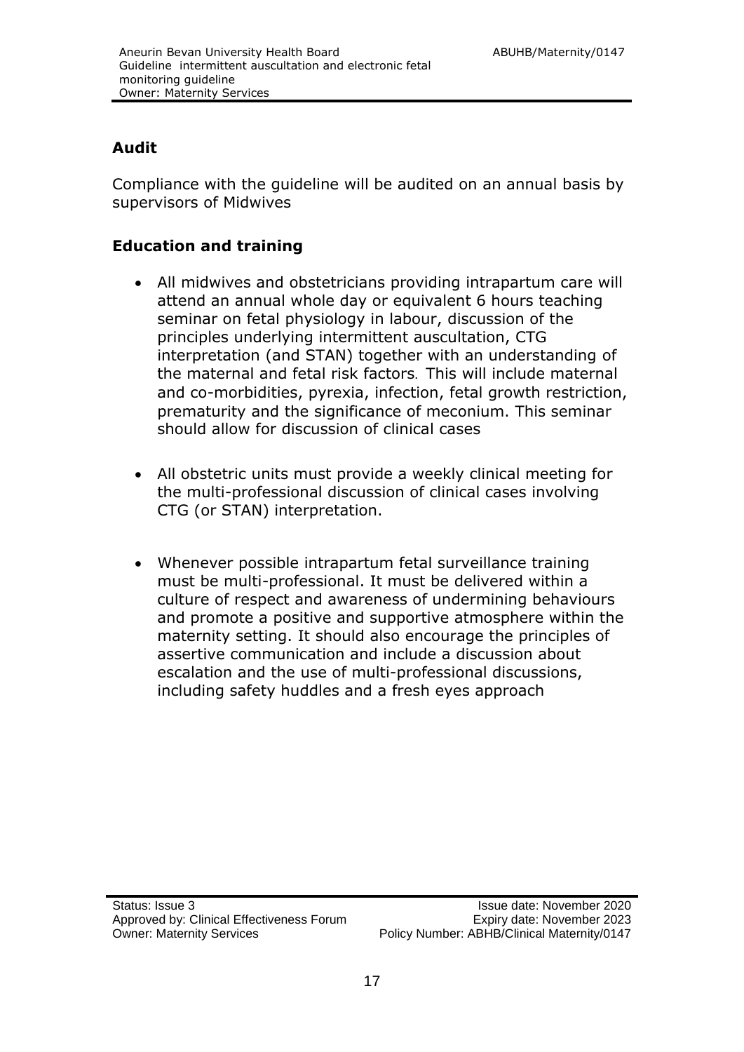## Audit

Compliance with the guideline will be audited on an annual basis by supervisors of Midwives

## Education and training

- All midwives and obstetricians providing intrapartum care will attend an annual whole day or equivalent 6 hours teaching seminar on fetal physiology in labour, discussion of the principles underlying intermittent auscultation, CTG interpretation (and STAN) together with an understanding of the maternal and fetal risk factors. This will include maternal and co-morbidities, pyrexia, infection, fetal growth restriction, prematurity and the significance of meconium. This seminar should allow for discussion of clinical cases

- All obstetric units must provide a weekly clinical meeting for the multi-professional discussion of clinical cases involving CTG (or STAN) interpretation.

- Whenever possible intrapartum fetal surveillance training must be multi-professional. It must be delivered within a culture of respect and awareness of undermining behaviours and promote a positive and supportive atmosphere within the maternity setting. It should also encourage the principles of assertive communication and include a discussion about escalation and the use of multi-professional discussions, including safety huddles and a fresh eyes approach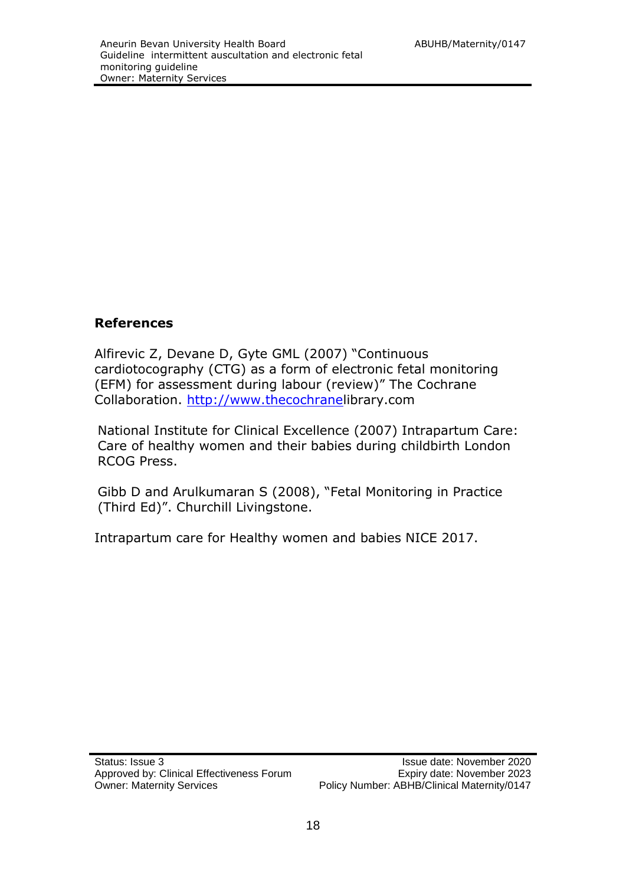## References

Alfirevic Z, Devane D, Gyte GML (2007) "Continuous cardiotocography (CTG) as a form of electronic fetal monitoring (EFM) for assessment during labour (review)" The Cochrane Collaboration. http://www.thecochranelibrary.com

National Institute for Clinical Excellence (2007) Intrapartum Care: Care of healthy women and their babies during childbirth London RCOG Press.

Gibb D and Arulkumaran S (2008), "Fetal Monitoring in Practice (Third Ed)". Churchill Livingstone.

Intrapartum care for Healthy women and babies NICE 2017.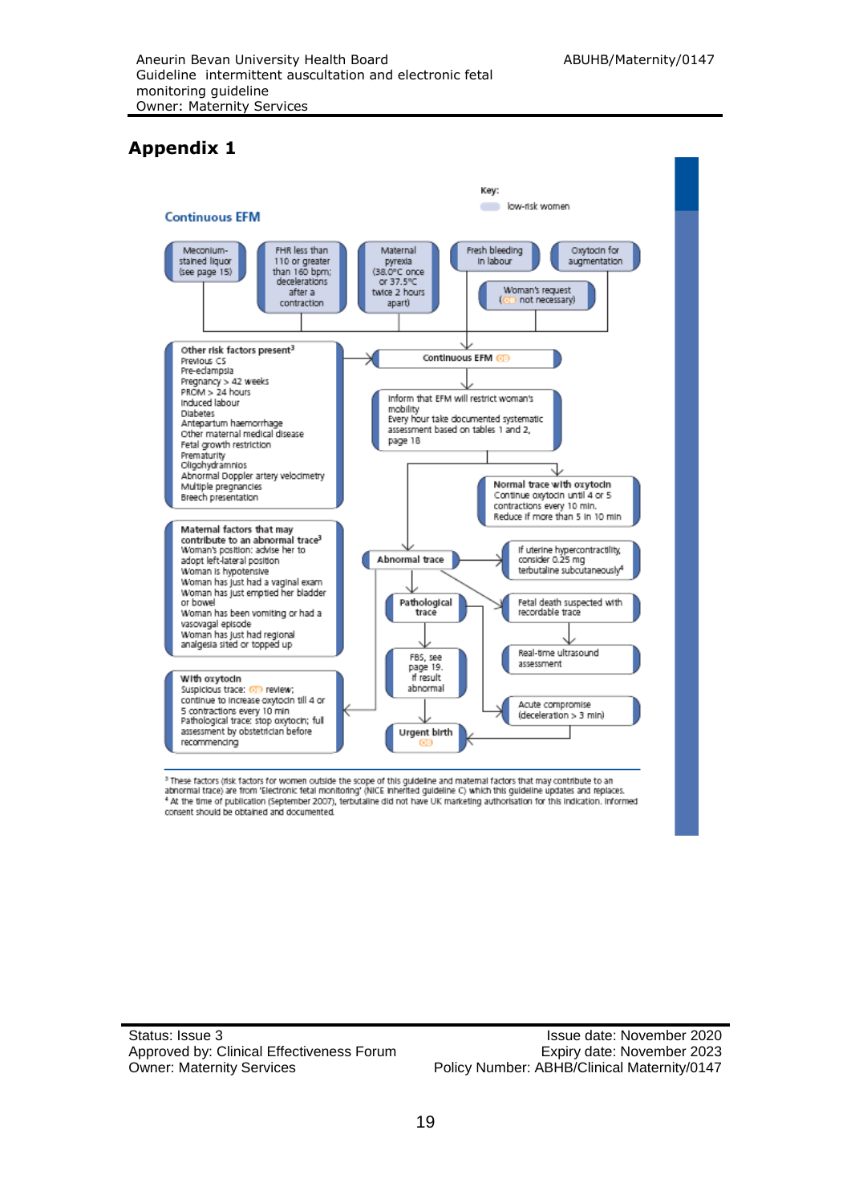# Appendix 1

Key:
low-risk women

## Continuous EFM

Meconium-stained liquor (see page 15)

FHR less than 110 or greater than 160 bpm; decelerations after a contraction

Maternal pyrexia (38.0°C once or 37.5°C twice 2 hours apart)

Fresh bleeding in labour

Oxytocin for augmentation

Woman's request (OB not necessary)

**Other risk factors present**[3]
- Previous CS
- Pre-eclampsia
- Pregnancy > 42 weeks
- PROM > 24 hours
- Induced labour
- Diabetes
- Antepartum haemorrhage
- Other maternal medical disease
- Fetal growth restriction
- Prematurity
- Oligohydramnios
- Abnormal Doppler artery velocimetry
- Multiple pregnancies
- Breech presentation

**Continuous EFM** OB

Inform that EFM will restrict woman's mobility
Every hour take documented systematic assessment based on tables 1 and 2, page 18

**Normal trace with oxytocin**
Continue oxytocin until 4 or 5 contractions every 10 min.
Reduce if more than 5 in 10 min

**Maternal factors that may contribute to an abnormal trace**[3]
- Woman's position: advise her to adopt left-lateral position
- Woman is hypotensive
- Woman has just had a vaginal exam
- Woman has just emptied her bladder or bowel
- Woman has been vomiting or had a vasovagal episode
- Woman has just had regional analgesia sited or topped up

**Abnormal trace**

If uterine hypercontractility, consider 0.25 mg terbutaline subcutaneously[4]

**Pathological trace**

Fetal death suspected with recordable trace

Real-time ultrasound assessment

FBS, see page 19. If result abnormal

**With oxytocin**
Suspicious trace: OB review; continue to increase oxytocin till 4 or 5 contractions every 10 min
Pathological trace: stop oxytocin; full assessment by obstetrician before recommencing

Acute compromise (deceleration > 3 min)

**Urgent birth** OB

[3] These factors (risk factors for women outside the scope of this guideline and maternal factors that may contribute to an abnormal trace) are from 'Electronic fetal monitoring' (NICE inherited guideline C) which this guideline updates and replaces.
[4] At the time of publication (September 2007), terbutaline did not have UK marketing authorisation for this indication. Informed consent should be obtained and documented.